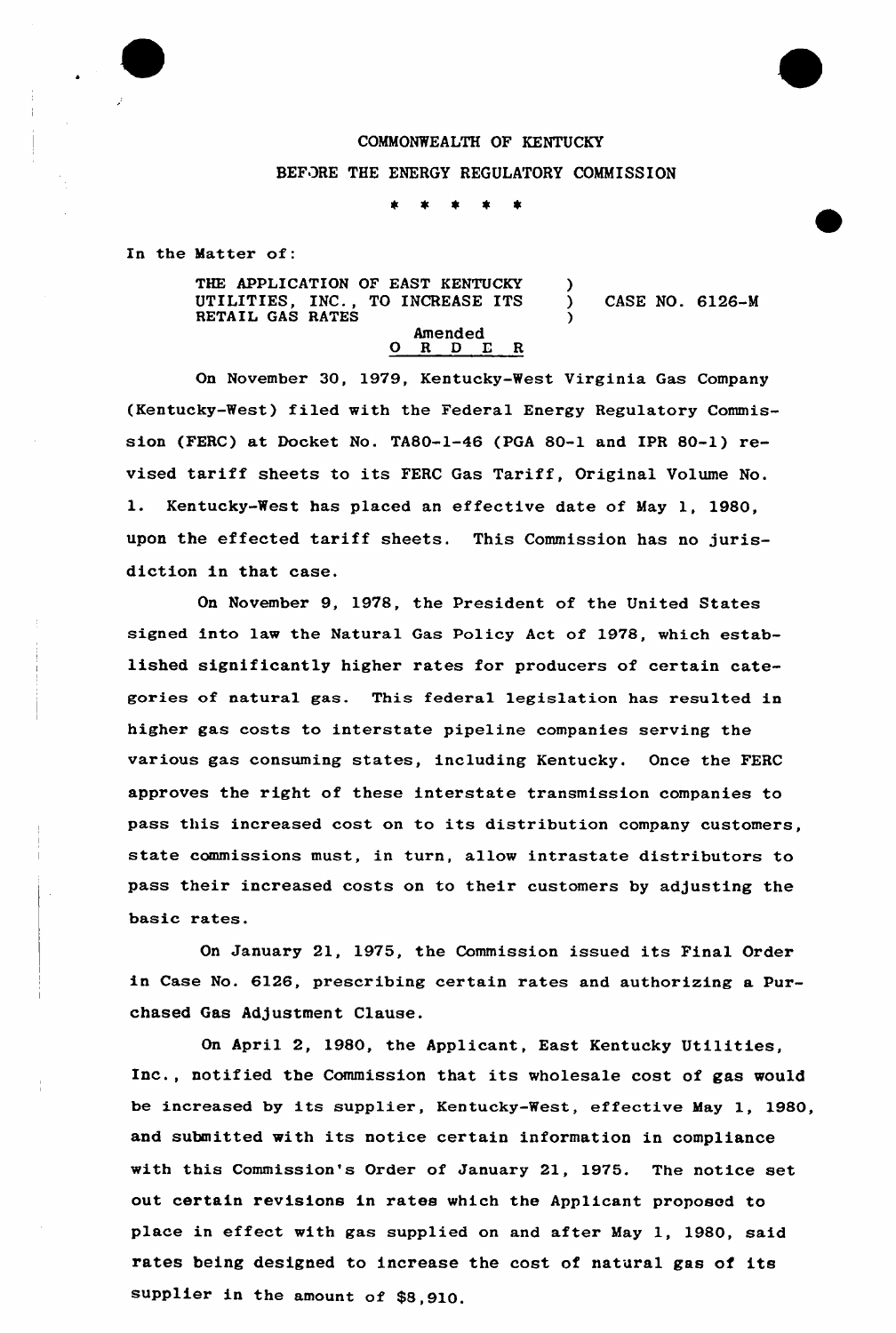COMMONWEALTH OF KENTUCKY

BEFORE THE ENERGY REGULATORY COMMISSION

\* \* \* \* \*

In the Matter of:

| | | |
|---|---|---|
| THE APPLICATION OF EAST KENTUCKY UTILITIES, INC., TO INCREASE ITS RETAIL GAS RATES | ) ) ) | CASE NO. 6126-M |

Amended
O R D E R

On November 30, 1979, Kentucky-West Virginia Gas Company (Kentucky-West) filed with the Federal Energy Regulatory Commission (FERC) at Docket No. TA80-1-46 (PGA 80-1 and IPR 80-1) revised tariff sheets to its FERC Gas Tariff, Original Volume No. 1. Kentucky-West has placed an effective date of May 1, 1980, upon the effected tariff sheets. This Commission has no jurisdiction in that case.

On November 9, 1978, the President of the United States signed into law the Natural Gas Policy Act of 1978, which established significantly higher rates for producers of certain categories of natural gas. This federal legislation has resulted in higher gas costs to interstate pipeline companies serving the various gas consuming states, including Kentucky. Once the FERC approves the right of these interstate transmission companies to pass this increased cost on to its distribution company customers, state commissions must, in turn, allow intrastate distributors to pass their increased costs on to their customers by adjusting the basic rates.

On January 21, 1975, the Commission issued its Final Order in Case No. 6126, prescribing certain rates and authorizing a Purchased Gas Adjustment Clause.

On April 2, 1980, the Applicant, East Kentucky Utilities, Inc., notified the Commission that its wholesale cost of gas would be increased by its supplier, Kentucky-West, effective May 1, 1980, and submitted with its notice certain information in compliance with this Commission's Order of January 21, 1975. The notice set out certain revisions in rates which the Applicant proposed to place in effect with gas supplied on and after May 1, 1980, said rates being designed to increase the cost of natural gas of its supplier in the amount of $8,910.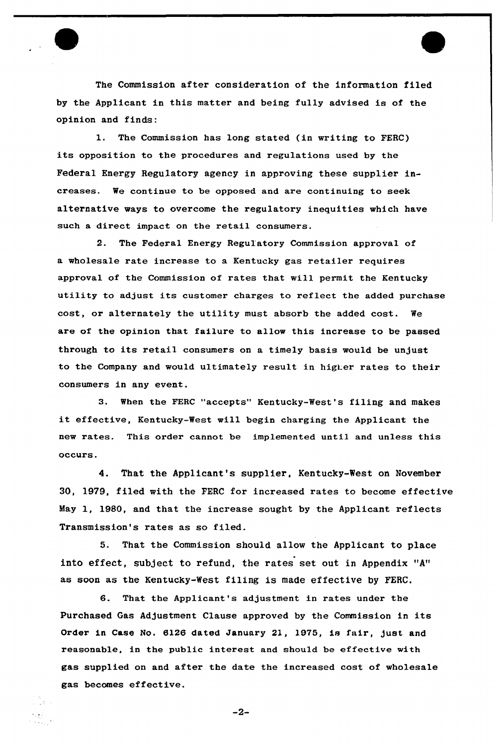The Commission after consideration of the information filed by the Applicant in this matter and being fully advised is of the opinion and finds:

1. The Commission has long stated (in writing to FERC) its opposition to the procedures and regulations used by the Federal Energy Regulatory agency in approving these supplier increases. We continue to be opposed and are continuing to seek alternative ways to overcome the regulatory inequities which have such a direct impact on the retail consumers.

2. The Federal Energy Regulatory Commission approval of a wholesale rate increase to a Kentucky gas retailer requires approval of the Commission of rates that will permit the Kentucky utility to adjust its customer charges to reflect the added purchase cost, or alternately the utility must absorb the added cost. We are of the opinion that failure to allow this increase to be passed through to its retail consumers on a timely basis would be unjust to the Company and would ultimately result in higher rates to their consumers in any event.

3. When the FERC "accepts" Kentucky-West's filing and makes it effective, Kentucky-West will begin charging the Applicant the new rates. This order cannot be implemented until and unless this occurs.

4. That the Applicant's supplier, Kentucky-West on November 30, 1979, filed with the FERC for increased rates to become effective May 1, 1980, and that the increase sought by the Applicant reflects Transmission's rates as so filed.

5. That the Commission should allow the Applicant to place into effect, subject to refund, the rates set out in Appendix "A" as soon as the Kentucky-West filing is made effective by FERC.

6. That the Applicant's adjustment in rates under the Purchased Gas Adjustment Clause approved by the Commission in its Order in Case No. 6126 dated January 21, 1975, is fair, just and reasonable, in the public interest and should be effective with gas supplied on and after the date the increased cost of wholesale gas becomes effective.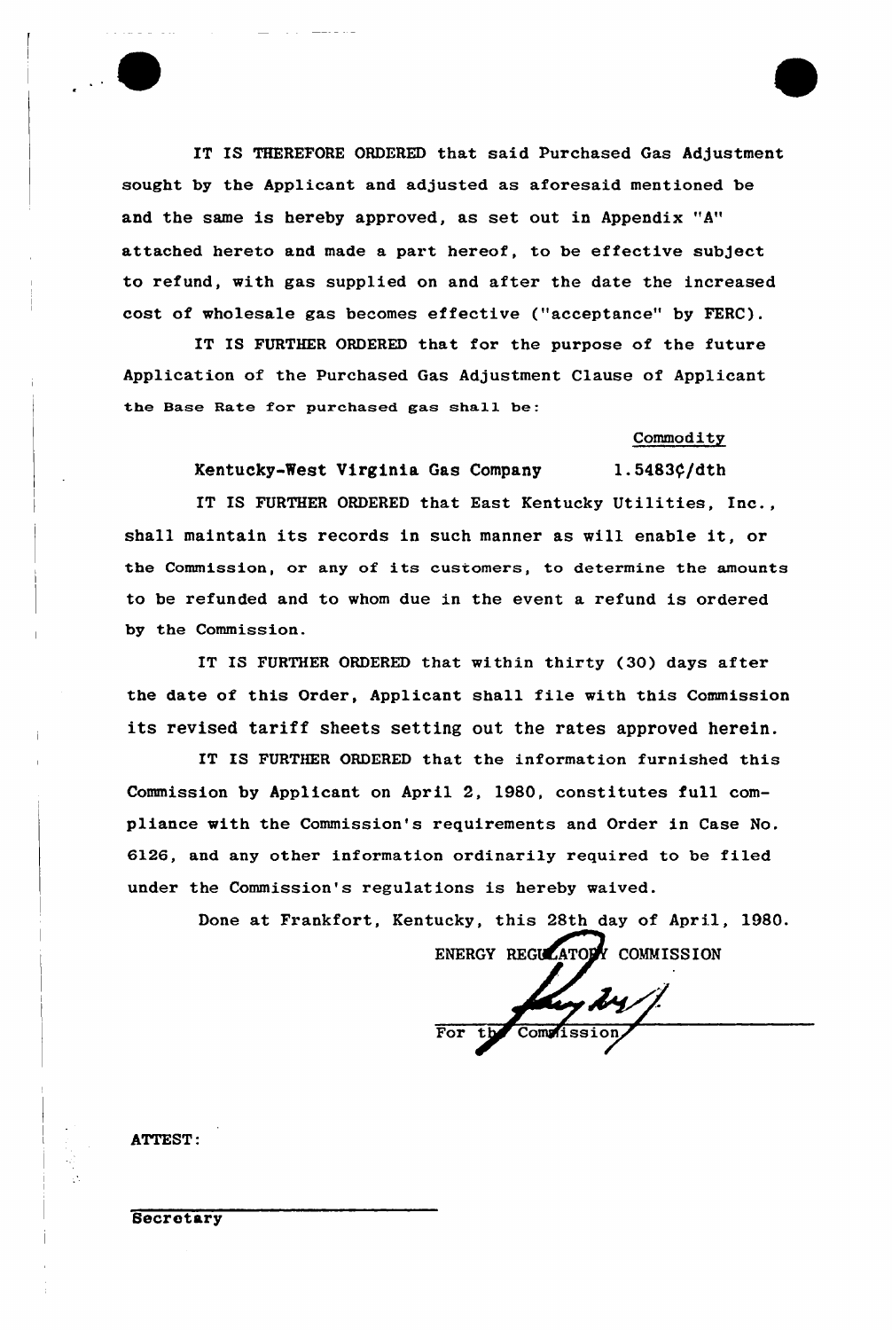IT IS THEREFORE ORDERED that said Purchased Gas Adjustment sought by the Applicant and adjusted as aforesaid mentioned be and the same is hereby approved, as set out in Appendix "A" attached hereto and made a part hereof, to be effective subject to refund, with gas supplied on and after the date the increased cost of wholesale gas becomes effective ("acceptance" by FERC).

IT IS FURTHER ORDERED that for the purpose of the future Application of the Purchased Gas Adjustment Clause of Applicant the Base Rate for purchased gas shall be:

| | Commodity |
|---|---|
| Kentucky-West Virginia Gas Company | 1.5483¢/dth |

IT IS FURTHER ORDERED that East Kentucky Utilities, Inc., shall maintain its records in such manner as will enable it, or the Commission, or any of its customers, to determine the amounts to be refunded and to whom due in the event a refund is ordered by the Commission.

IT IS FURTHER ORDERED that within thirty (30) days after the date of this Order, Applicant shall file with this Commission its revised tariff sheets setting out the rates approved herein.

IT IS FURTHER ORDERED that the information furnished this Commission by Applicant on April 2, 1980, constitutes full compliance with the Commission's requirements and Order in Case No. 6126, and any other information ordinarily required to be filed under the Commission's regulations is hereby waived.

Done at Frankfort, Kentucky, this 28th day of April, 1980.

ENERGY REGULATORY COMMISSION

For the Commission

ATTEST:

Secretary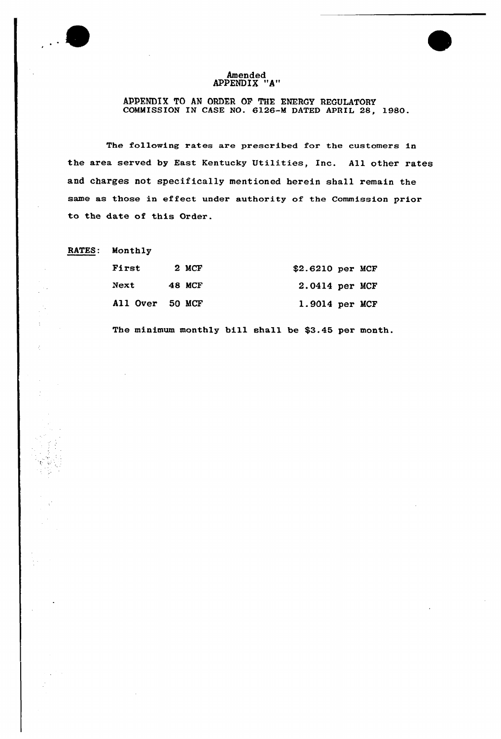Amended
APPENDIX "A"

APPENDIX TO AN ORDER OF THE ENERGY REGULATORY COMMISSION IN CASE NO. 6126-M DATED APRIL 28, 1980.

The following rates are prescribed for the customers in the area served by East Kentucky Utilities, Inc. All other rates and charges not specifically mentioned herein shall remain the same as those in effect under authority of the Commission prior to the date of this Order.

RATES: Monthly

| | | |
|---|---|---|
| First | 2 MCF | $2.6210 per MCF |
| Next | 48 MCF | 2.0414 per MCF |
| All Over | 50 MCF | 1.9014 per MCF |

The minimum monthly bill shall be $3.45 per month.